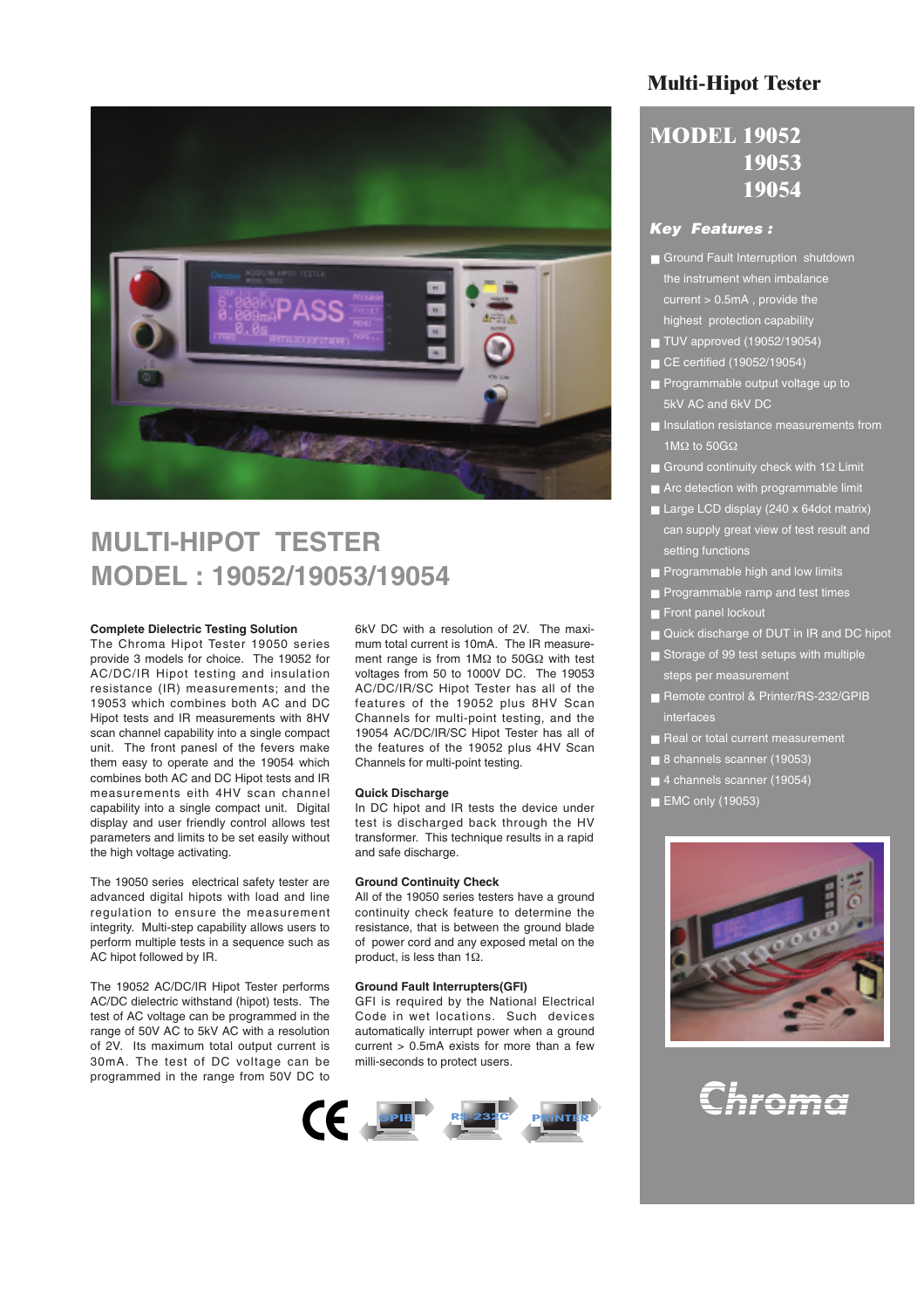# Multi-Hipot Tester

# MULTI-HIPOT TESTER
# MODEL : 19052/19053/19054

### Complete Dielectric Testing Solution

The Chroma Hipot Tester 19050 series provide 3 models for choice. The 19052 for AC/DC/IR Hipot testing and insulation resistance (IR) measurements; and the 19053 which combines both AC and DC Hipot tests and IR measurements with 8HV scan channel capability into a single compact unit. The front panesl of the fevers make them easy to operate and the 19054 which combines both AC and DC Hipot tests and IR measurements eith 4HV scan channel capability into a single compact unit. Digital display and user friendly control allows test parameters and limits to be set easily without the high voltage activating.

The 19050 series electrical safety tester are advanced digital hipots with load and line regulation to ensure the measurement integrity. Multi-step capability allows users to perform multiple tests in a sequence such as AC hipot followed by IR.

The 19052 AC/DC/IR Hipot Tester performs AC/DC dielectric withstand (hipot) tests. The test of AC voltage can be programmed in the range of 50V AC to 5kV AC with a resolution of 2V. Its maximum total output current is 30mA. The test of DC voltage can be programmed in the range from 50V DC to 6kV DC with a resolution of 2V. The maximum total current is 10mA. The IR measurement range is from 1MΩ to 50GΩ with test voltages from 50 to 1000V DC. The 19053 AC/DC/IR/SC Hipot Tester has all of the features of the 19052 plus 8HV Scan Channels for multi-point testing, and the 19054 AC/DC/IR/SC Hipot Tester has all of the features of the 19052 plus 4HV Scan Channels for multi-point testing.

### Quick Discharge

In DC hipot and IR tests the device under test is discharged back through the HV transformer. This technique results in a rapid and safe discharge.

### Ground Continuity Check

All of the 19050 series testers have a ground continuity check feature to determine the resistance, that is between the ground blade of power cord and any exposed metal on the product, is less than 1Ω.

### Ground Fault Interrupters(GFI)

GFI is required by the National Electrical Code in wet locations. Such devices automatically interrupt power when a ground current > 0.5mA exists for more than a few milli-seconds to protect users.

CE GPIB RS-232C PRINTER

## MODEL 19052 19053 19054

### *Key Features :*

- Ground Fault Interruption shutdown the instrument when imbalance current > 0.5mA , provide the highest protection capability
- TUV approved (19052/19054)
- CE certified (19052/19054)
- Programmable output voltage up to 5kV AC and 6kV DC
- Insulation resistance measurements from 1MΩ to 50GΩ
- Ground continuity check with 1Ω Limit
- Arc detection with programmable limit
- Large LCD display (240 x 64dot matrix) can supply great view of test result and setting functions
- Programmable high and low limits
- Programmable ramp and test times
- Front panel lockout
- Quick discharge of DUT in IR and DC hipot
- Storage of 99 test setups with multiple steps per measurement
- Remote control & Printer/RS-232/GPIB interfaces
- Real or total current measurement
- 8 channels scanner (19053)
- 4 channels scanner (19054)
- EMC only (19053)

Chroma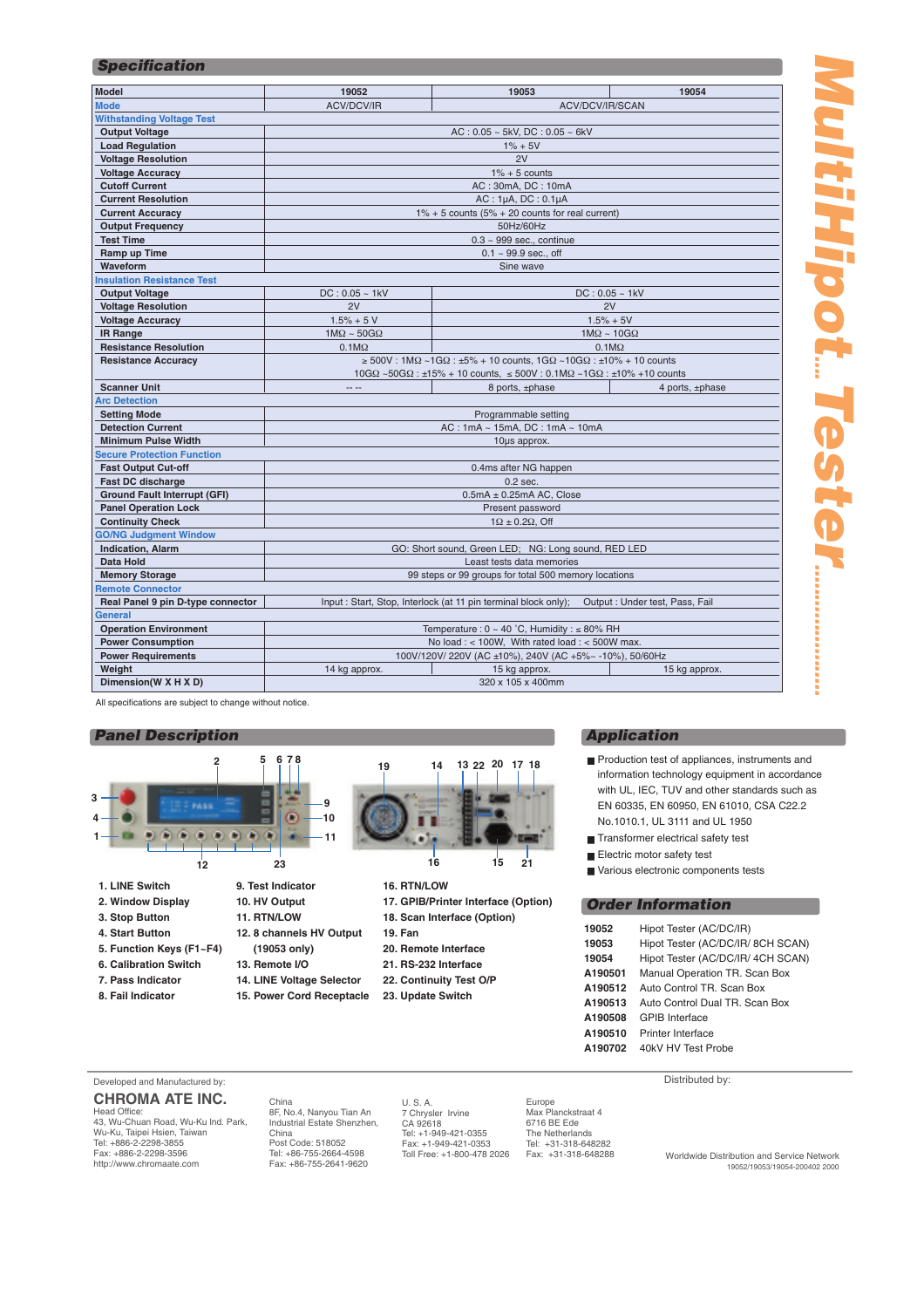## Specification

| Model | 19052 | 19053 | 19054 |
|---|---|---|---|
| **Mode** | ACV/DCV/IR | ACV/DCV/IR/SCAN | |
| **Withstanding Voltage Test** | | | |
| Output Voltage | AC : 0.05 ~ 5kV, DC : 0.05 ~ 6kV | | |
| Load Regulation | 1% + 5V | | |
| Voltage Resolution | 2V | | |
| Voltage Accuracy | 1% + 5 counts | | |
| Cutoff Current | AC : 30mA, DC : 10mA | | |
| Current Resolution | AC : 1μA, DC : 0.1μA | | |
| Current Accuracy | 1% + 5 counts (5% + 20 counts for real current) | | |
| Output Frequency | 50Hz/60Hz | | |
| Test Time | 0.3 ~ 999 sec., continue | | |
| Ramp up Time | 0.1 ~ 99.9 sec., off | | |
| Waveform | Sine wave | | |
| **Insulation Resistance Test** | | | |
| Output Voltage | DC : 0.05 ~ 1kV | DC : 0.05 ~ 1kV | |
| Voltage Resolution | 2V | 2V | |
| Voltage Accuracy | 1.5% + 5 V | 1.5% + 5V | |
| IR Range | 1MΩ ~ 50GΩ | 1MΩ ~ 10GΩ | |
| Resistance Resolution | 0.1MΩ | 0.1MΩ | |
| Resistance Accuracy | ≥ 500V : 1MΩ ~1GΩ : ±5% + 10 counts, 1GΩ ~10GΩ : ±10% + 10 counts<br>10GΩ ~50GΩ : ±15% + 10 counts, ≤ 500V : 0.1MΩ ~1GΩ : ±10% +10 counts | | |
| Scanner Unit | -- -- | 8 ports, ±phase | 4 ports, ±phase |
| **Arc Detection** | | | |
| Setting Mode | Programmable setting | | |
| Detection Current | AC : 1mA ~ 15mA, DC : 1mA ~ 10mA | | |
| Minimum Pulse Width | 10μs approx. | | |
| **Secure Protection Function** | | | |
| Fast Output Cut-off | 0.4ms after NG happen | | |
| Fast DC discharge | 0.2 sec. | | |
| Ground Fault Interrupt (GFI) | 0.5mA ± 0.25mA AC, Close | | |
| Panel Operation Lock | Present password | | |
| Continuity Check | 1Ω ± 0.2Ω, Off | | |
| **GO/NG Judgment Window** | | | |
| Indication, Alarm | GO: Short sound, Green LED; NG: Long sound, RED LED | | |
| Data Hold | Least tests data memories | | |
| Memory Storage | 99 steps or 99 groups for total 500 memory locations | | |
| **Remote Connector** | | | |
| Real Panel 9 pin D-type connector | Input : Start, Stop, Interlock (at 11 pin terminal block only); Output : Under test, Pass, Fail | | |
| **General** | | | |
| Operation Environment | Temperature : 0 ~ 40 ˚C, Humidity : ≤ 80% RH | | |
| Power Consumption | No load : < 100W, With rated load : < 500W max. | | |
| Power Requirements | 100V/120V/ 220V (AC ±10%), 240V (AC +5%~ -10%), 50/60Hz | | |
| Weight | 14 kg approx. | 15 kg approx. | 15 kg approx. |
| Dimension(W X H X D) | 320 x 105 x 400mm | | |

All specifications are subject to change without notice.

# MultiHipot Tester

## Panel Description

1. LINE Switch
2. Window Display
3. Stop Button
4. Start Button
5. Function Keys (F1~F4)
6. Calibration Switch
7. Pass Indicator
8. Fail Indicator
9. Test Indicator
10. HV Output
11. RTN/LOW
12. 8 channels HV Output (19053 only)
13. Remote I/O
14. LINE Voltage Selector
15. Power Cord Receptacle
16. RTN/LOW
17. GPIB/Printer Interface (Option)
18. Scan Interface (Option)
19. Fan
20. Remote Interface
21. RS-232 Interface
22. Continuity Test O/P
23. Update Switch

## Application

- Production test of appliances, instruments and information technology equipment in accordance with UL, IEC, TUV and other standards such as EN 60335, EN 60950, EN 61010, CSA C22.2 No.1010.1, UL 3111 and UL 1950
- Transformer electrical safety test
- Electric motor safety test
- Various electronic components tests

## Order Information

| | |
|---|---|
| 19052 | Hipot Tester (AC/DC/IR) |
| 19053 | Hipot Tester (AC/DC/IR/ 8CH SCAN) |
| 19054 | Hipot Tester (AC/DC/IR/ 4CH SCAN) |
| A190501 | Manual Operation TR. Scan Box |
| A190512 | Auto Control TR. Scan Box |
| A190513 | Auto Control Dual TR. Scan Box |
| A190508 | GPIB Interface |
| A190510 | Printer Interface |
| A190702 | 40kV HV Test Probe |

Developed and Manufactured by:

**CHROMA ATE INC.**
Head Office:
43, Wu-Chuan Road, Wu-Ku Ind. Park, Wu-Ku, Taipei Hsien, Taiwan
Tel: +886-2-2298-3855
Fax: +886-2-2298-3596
http://www.chromaate.com

China
8F, No.4, Nanyou Tian An Industrial Estate Shenzhen, China
Post Code: 518052
Tel: +86-755-2664-4598
Fax: +86-755-2641-9620

U. S. A.
7 Chrysler Irvine
CA 92618
Tel: +1-949-421-0355
Fax: +1-949-421-0353
Toll Free: +1-800-478 2026

Europe
Max Planckstraat 4
6716 BE Ede
The Netherlands
Tel: +31-318-648282
Fax: +31-318-648288

Distributed by:

Worldwide Distribution and Service Network

19052/19053/19054-200402 2000